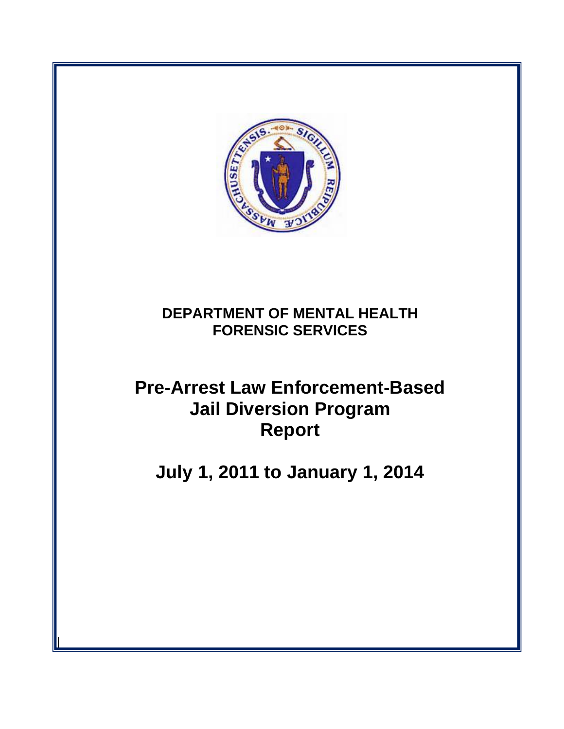**DEPARTMENT OF MENTAL HEALTH**
**FORENSIC SERVICES**

# Pre-Arrest Law Enforcement-Based Jail Diversion Program Report

## July 1, 2011 to January 1, 2014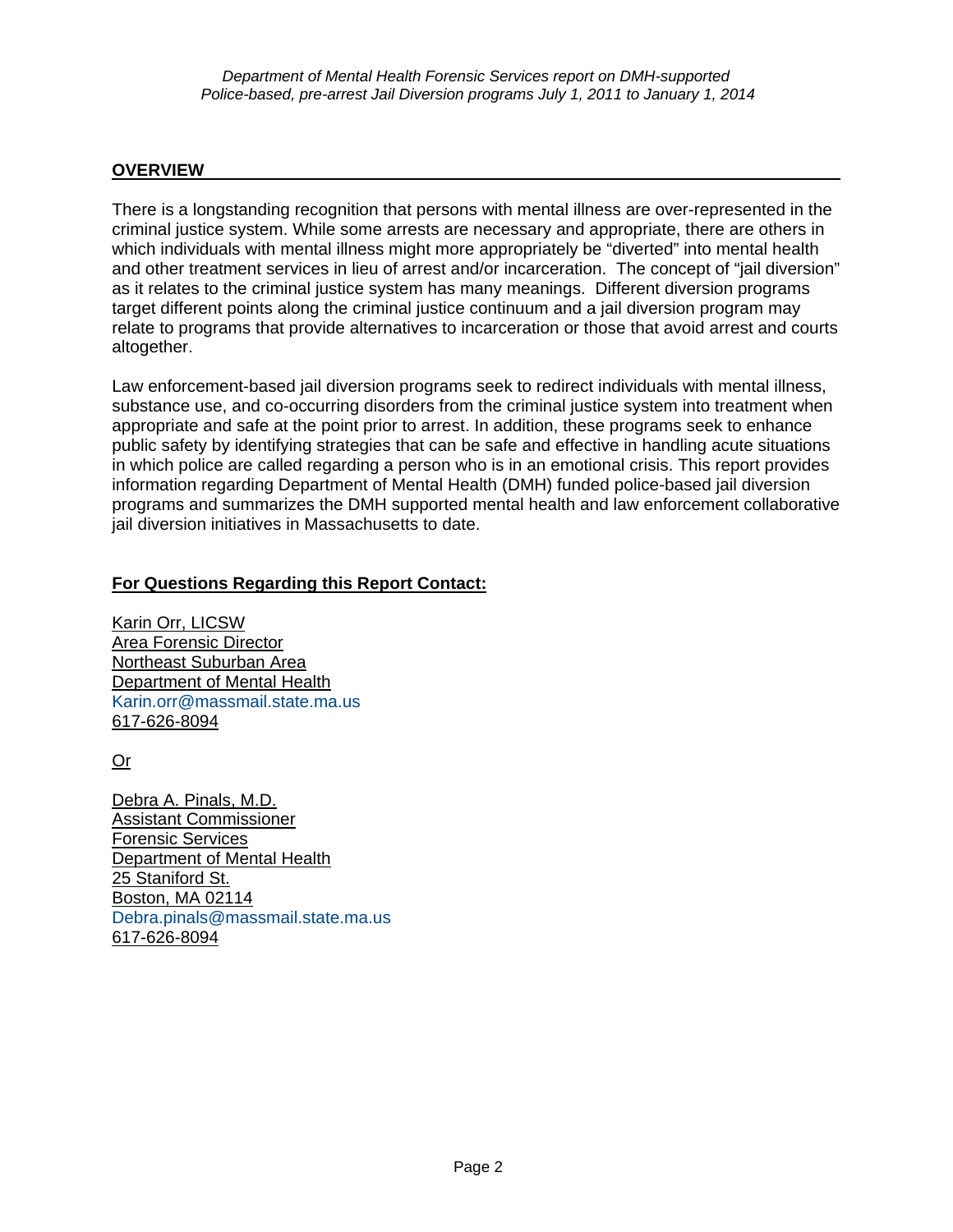## OVERVIEW

There is a longstanding recognition that persons with mental illness are over-represented in the criminal justice system. While some arrests are necessary and appropriate, there are others in which individuals with mental illness might more appropriately be "diverted" into mental health and other treatment services in lieu of arrest and/or incarceration. The concept of "jail diversion" as it relates to the criminal justice system has many meanings. Different diversion programs target different points along the criminal justice continuum and a jail diversion program may relate to programs that provide alternatives to incarceration or those that avoid arrest and courts altogether.

Law enforcement-based jail diversion programs seek to redirect individuals with mental illness, substance use, and co-occurring disorders from the criminal justice system into treatment when appropriate and safe at the point prior to arrest. In addition, these programs seek to enhance public safety by identifying strategies that can be safe and effective in handling acute situations in which police are called regarding a person who is in an emotional crisis. This report provides information regarding Department of Mental Health (DMH) funded police-based jail diversion programs and summarizes the DMH supported mental health and law enforcement collaborative jail diversion initiatives in Massachusetts to date.

**For Questions Regarding this Report Contact:**

Karin Orr, LICSW
Area Forensic Director
Northeast Suburban Area
Department of Mental Health
Karin.orr@massmail.state.ma.us
617-626-8094

Or

Debra A. Pinals, M.D.
Assistant Commissioner
Forensic Services
Department of Mental Health
25 Staniford St.
Boston, MA 02114
Debra.pinals@massmail.state.ma.us
617-626-8094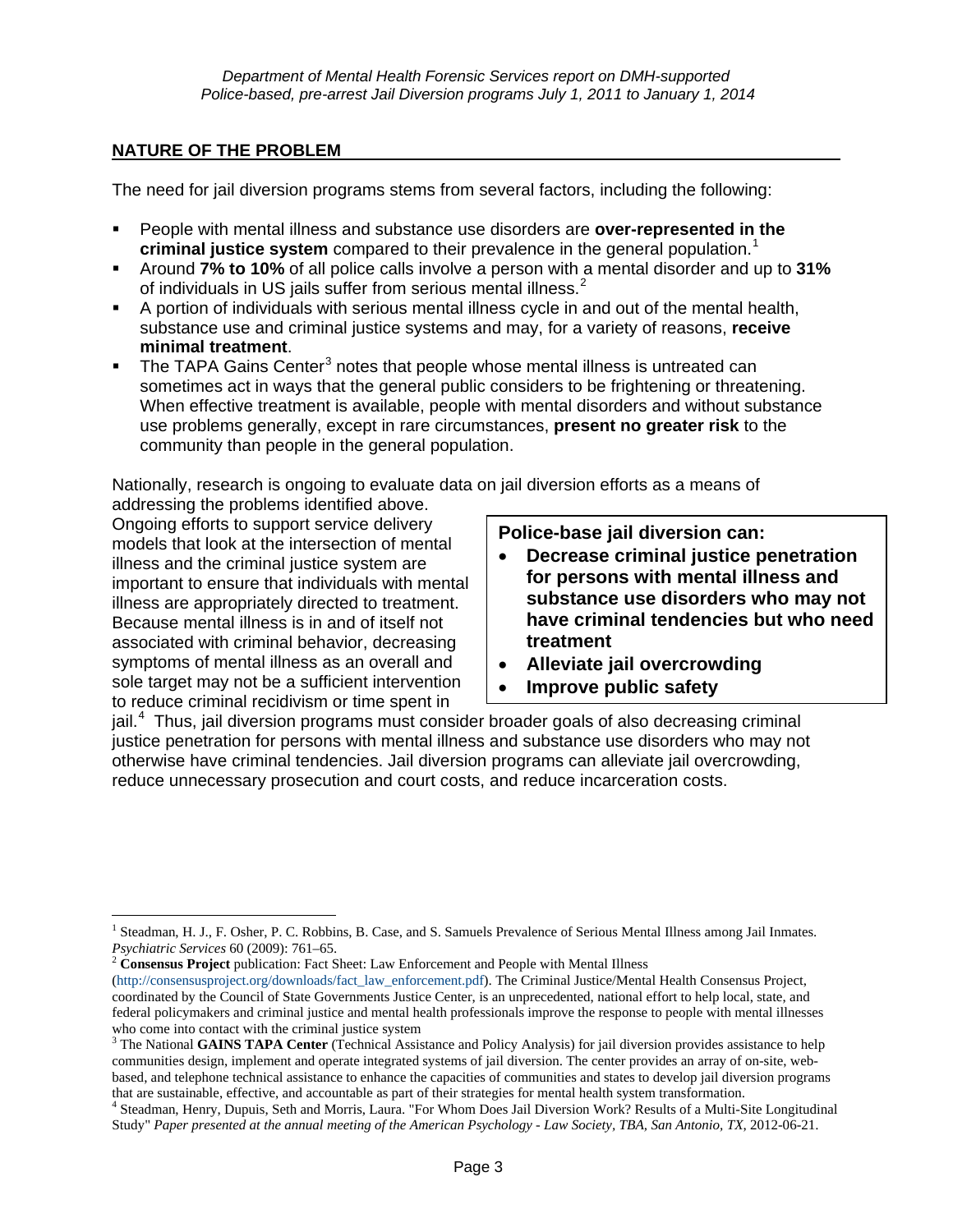## NATURE OF THE PROBLEM

The need for jail diversion programs stems from several factors, including the following:

- People with mental illness and substance use disorders are **over-represented in the criminal justice system** compared to their prevalence in the general population.[1]
- Around **7% to 10%** of all police calls involve a person with a mental disorder and up to **31%** of individuals in US jails suffer from serious mental illness.[2]
- A portion of individuals with serious mental illness cycle in and out of the mental health, substance use and criminal justice systems and may, for a variety of reasons, **receive minimal treatment**.
- The TAPA Gains Center[3] notes that people whose mental illness is untreated can sometimes act in ways that the general public considers to be frightening or threatening. When effective treatment is available, people with mental disorders and without substance use problems generally, except in rare circumstances, **present no greater risk** to the community than people in the general population.

Nationally, research is ongoing to evaluate data on jail diversion efforts as a means of addressing the problems identified above.

> **Police-base jail diversion can:**
> - **Decrease criminal justice penetration for persons with mental illness and substance use disorders who may not have criminal tendencies but who need treatment**
> - **Alleviate jail overcrowding**
> - **Improve public safety**

Ongoing efforts to support service delivery models that look at the intersection of mental illness and the criminal justice system are important to ensure that individuals with mental illness are appropriately directed to treatment. Because mental illness is in and of itself not associated with criminal behavior, decreasing symptoms of mental illness as an overall and sole target may not be a sufficient intervention to reduce criminal recidivism or time spent in jail.[4] Thus, jail diversion programs must consider broader goals of also decreasing criminal justice penetration for persons with mental illness and substance use disorders who may not otherwise have criminal tendencies. Jail diversion programs can alleviate jail overcrowding, reduce unnecessary prosecution and court costs, and reduce incarceration costs.

---

[1] Steadman, H. J., F. Osher, P. C. Robbins, B. Case, and S. Samuels Prevalence of Serious Mental Illness among Jail Inmates. *Psychiatric Services* 60 (2009): 761–65.

[2] **Consensus Project** publication: Fact Sheet: Law Enforcement and People with Mental Illness (http://consensusproject.org/downloads/fact_law_enforcement.pdf). The Criminal Justice/Mental Health Consensus Project, coordinated by the Council of State Governments Justice Center, is an unprecedented, national effort to help local, state, and federal policymakers and criminal justice and mental health professionals improve the response to people with mental illnesses who come into contact with the criminal justice system

[3] The National **GAINS TAPA Center** (Technical Assistance and Policy Analysis) for jail diversion provides assistance to help communities design, implement and operate integrated systems of jail diversion. The center provides an array of on-site, web-based, and telephone technical assistance to enhance the capacities of communities and states to develop jail diversion programs that are sustainable, effective, and accountable as part of their strategies for mental health system transformation.

[4] Steadman, Henry, Dupuis, Seth and Morris, Laura. "For Whom Does Jail Diversion Work? Results of a Multi-Site Longitudinal Study" *Paper presented at the annual meeting of the American Psychology - Law Society, TBA, San Antonio, TX*, 2012-06-21.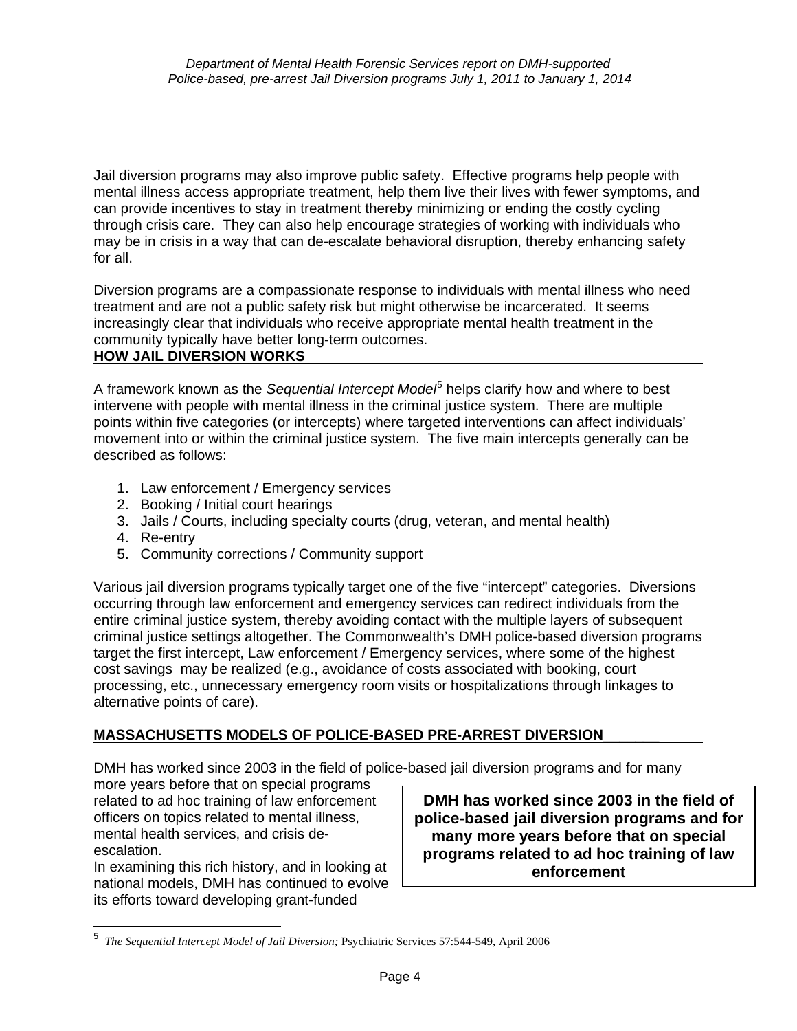Jail diversion programs may also improve public safety. Effective programs help people with mental illness access appropriate treatment, help them live their lives with fewer symptoms, and can provide incentives to stay in treatment thereby minimizing or ending the costly cycling through crisis care. They can also help encourage strategies of working with individuals who may be in crisis in a way that can de-escalate behavioral disruption, thereby enhancing safety for all.

Diversion programs are a compassionate response to individuals with mental illness who need treatment and are not a public safety risk but might otherwise be incarcerated. It seems increasingly clear that individuals who receive appropriate mental health treatment in the community typically have better long-term outcomes.

## HOW JAIL DIVERSION WORKS

A framework known as the *Sequential Intercept Model*[5] helps clarify how and where to best intervene with people with mental illness in the criminal justice system. There are multiple points within five categories (or intercepts) where targeted interventions can affect individuals' movement into or within the criminal justice system. The five main intercepts generally can be described as follows:

1. Law enforcement / Emergency services
2. Booking / Initial court hearings
3. Jails / Courts, including specialty courts (drug, veteran, and mental health)
4. Re-entry
5. Community corrections / Community support

Various jail diversion programs typically target one of the five "intercept" categories. Diversions occurring through law enforcement and emergency services can redirect individuals from the entire criminal justice system, thereby avoiding contact with the multiple layers of subsequent criminal justice settings altogether. The Commonwealth's DMH police-based diversion programs target the first intercept, Law enforcement / Emergency services, where some of the highest cost savings may be realized (e.g., avoidance of costs associated with booking, court processing, etc., unnecessary emergency room visits or hospitalizations through linkages to alternative points of care).

## MASSACHUSETTS MODELS OF POLICE-BASED PRE-ARREST DIVERSION

DMH has worked since 2003 in the field of police-based jail diversion programs and for many more years before that on special programs related to ad hoc training of law enforcement officers on topics related to mental illness, mental health services, and crisis de-escalation.

**DMH has worked since 2003 in the field of police-based jail diversion programs and for many more years before that on special programs related to ad hoc training of law enforcement**

In examining this rich history, and in looking at national models, DMH has continued to evolve its efforts toward developing grant-funded

[5] *The Sequential Intercept Model of Jail Diversion;* Psychiatric Services 57:544-549, April 2006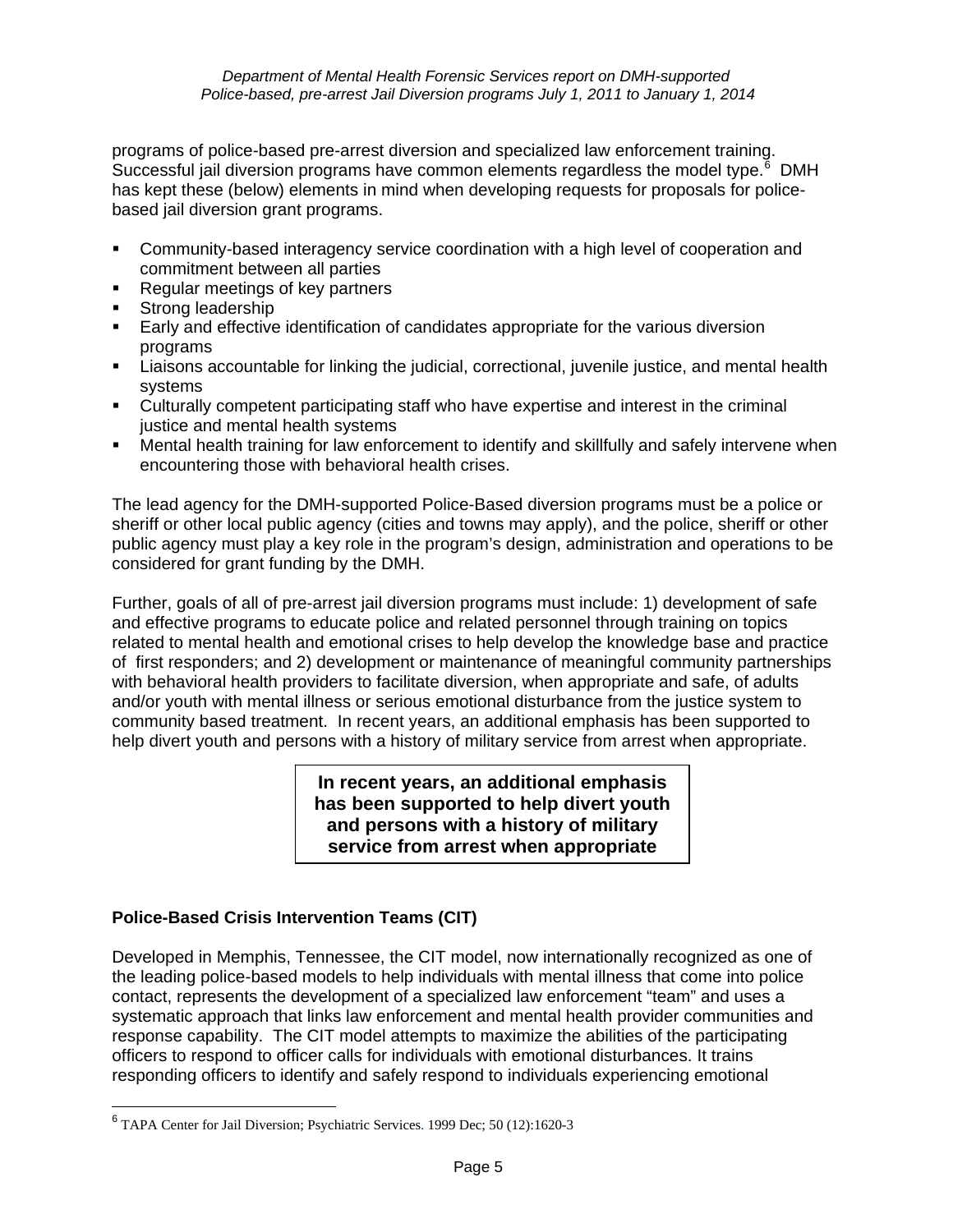programs of police-based pre-arrest diversion and specialized law enforcement training. Successful jail diversion programs have common elements regardless the model type.[6] DMH has kept these (below) elements in mind when developing requests for proposals for police-based jail diversion grant programs.

- Community-based interagency service coordination with a high level of cooperation and commitment between all parties
- Regular meetings of key partners
- Strong leadership
- Early and effective identification of candidates appropriate for the various diversion programs
- Liaisons accountable for linking the judicial, correctional, juvenile justice, and mental health systems
- Culturally competent participating staff who have expertise and interest in the criminal justice and mental health systems
- Mental health training for law enforcement to identify and skillfully and safely intervene when encountering those with behavioral health crises.

The lead agency for the DMH-supported Police-Based diversion programs must be a police or sheriff or other local public agency (cities and towns may apply), and the police, sheriff or other public agency must play a key role in the program's design, administration and operations to be considered for grant funding by the DMH.

Further, goals of all of pre-arrest jail diversion programs must include: 1) development of safe and effective programs to educate police and related personnel through training on topics related to mental health and emotional crises to help develop the knowledge base and practice of first responders; and 2) development or maintenance of meaningful community partnerships with behavioral health providers to facilitate diversion, when appropriate and safe, of adults and/or youth with mental illness or serious emotional disturbance from the justice system to community based treatment. In recent years, an additional emphasis has been supported to help divert youth and persons with a history of military service from arrest when appropriate.

> **In recent years, an additional emphasis has been supported to help divert youth and persons with a history of military service from arrest when appropriate**

### Police-Based Crisis Intervention Teams (CIT)

Developed in Memphis, Tennessee, the CIT model, now internationally recognized as one of the leading police-based models to help individuals with mental illness that come into police contact, represents the development of a specialized law enforcement "team" and uses a systematic approach that links law enforcement and mental health provider communities and response capability. The CIT model attempts to maximize the abilities of the participating officers to respond to officer calls for individuals with emotional disturbances. It trains responding officers to identify and safely respond to individuals experiencing emotional

---

[6] TAPA Center for Jail Diversion; Psychiatric Services. 1999 Dec; 50 (12):1620-3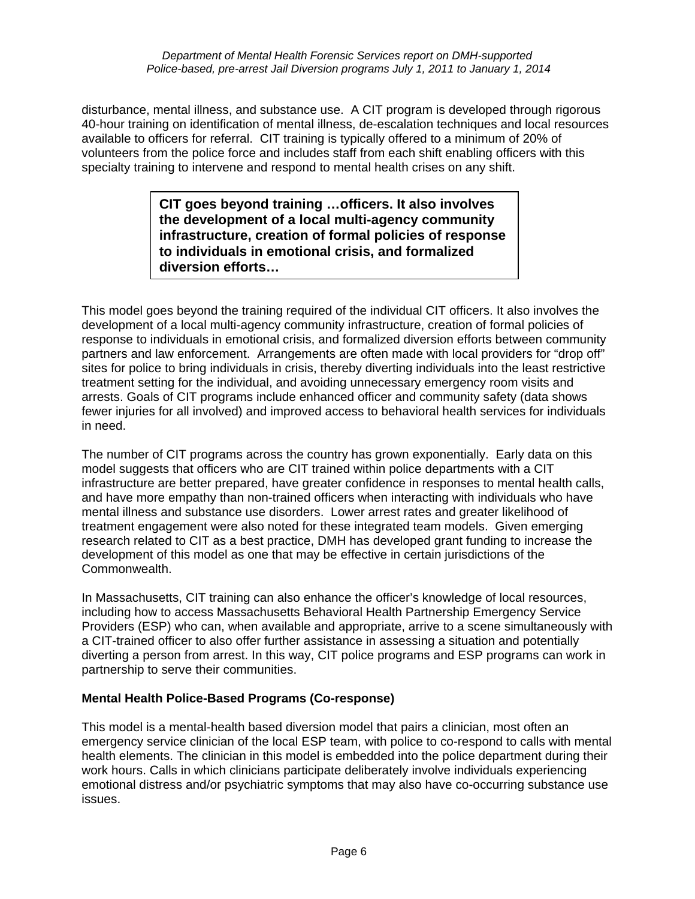disturbance, mental illness, and substance use. A CIT program is developed through rigorous 40-hour training on identification of mental illness, de-escalation techniques and local resources available to officers for referral. CIT training is typically offered to a minimum of 20% of volunteers from the police force and includes staff from each shift enabling officers with this specialty training to intervene and respond to mental health crises on any shift.

> **CIT goes beyond training …officers. It also involves the development of a local multi-agency community infrastructure, creation of formal policies of response to individuals in emotional crisis, and formalized diversion efforts…**

This model goes beyond the training required of the individual CIT officers. It also involves the development of a local multi-agency community infrastructure, creation of formal policies of response to individuals in emotional crisis, and formalized diversion efforts between community partners and law enforcement. Arrangements are often made with local providers for "drop off" sites for police to bring individuals in crisis, thereby diverting individuals into the least restrictive treatment setting for the individual, and avoiding unnecessary emergency room visits and arrests. Goals of CIT programs include enhanced officer and community safety (data shows fewer injuries for all involved) and improved access to behavioral health services for individuals in need.

The number of CIT programs across the country has grown exponentially. Early data on this model suggests that officers who are CIT trained within police departments with a CIT infrastructure are better prepared, have greater confidence in responses to mental health calls, and have more empathy than non-trained officers when interacting with individuals who have mental illness and substance use disorders. Lower arrest rates and greater likelihood of treatment engagement were also noted for these integrated team models. Given emerging research related to CIT as a best practice, DMH has developed grant funding to increase the development of this model as one that may be effective in certain jurisdictions of the Commonwealth.

In Massachusetts, CIT training can also enhance the officer's knowledge of local resources, including how to access Massachusetts Behavioral Health Partnership Emergency Service Providers (ESP) who can, when available and appropriate, arrive to a scene simultaneously with a CIT-trained officer to also offer further assistance in assessing a situation and potentially diverting a person from arrest. In this way, CIT police programs and ESP programs can work in partnership to serve their communities.

**Mental Health Police-Based Programs (Co-response)**

This model is a mental-health based diversion model that pairs a clinician, most often an emergency service clinician of the local ESP team, with police to co-respond to calls with mental health elements. The clinician in this model is embedded into the police department during their work hours. Calls in which clinicians participate deliberately involve individuals experiencing emotional distress and/or psychiatric symptoms that may also have co-occurring substance use issues.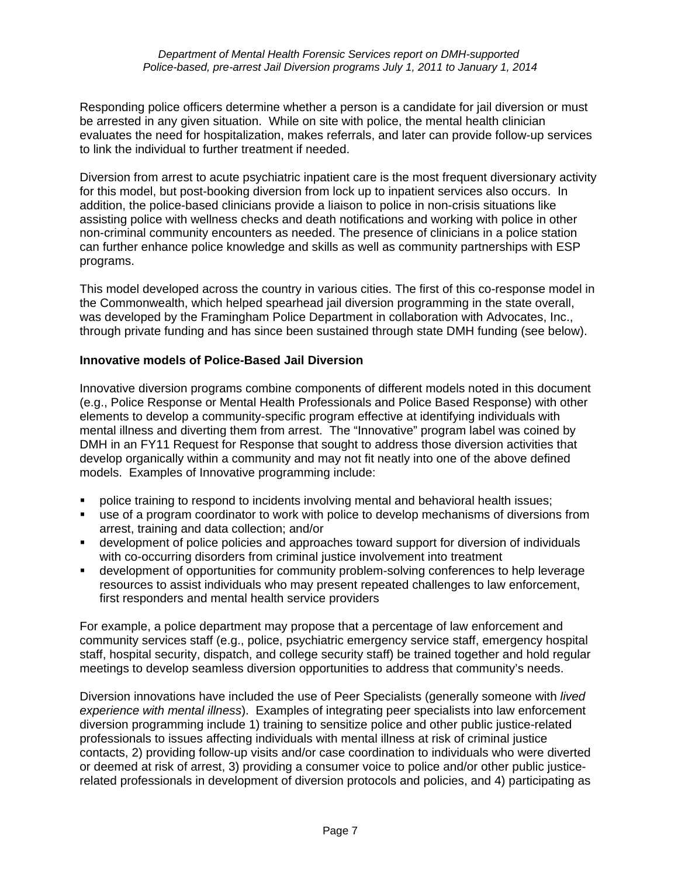Responding police officers determine whether a person is a candidate for jail diversion or must be arrested in any given situation. While on site with police, the mental health clinician evaluates the need for hospitalization, makes referrals, and later can provide follow-up services to link the individual to further treatment if needed.

Diversion from arrest to acute psychiatric inpatient care is the most frequent diversionary activity for this model, but post-booking diversion from lock up to inpatient services also occurs. In addition, the police-based clinicians provide a liaison to police in non-crisis situations like assisting police with wellness checks and death notifications and working with police in other non-criminal community encounters as needed. The presence of clinicians in a police station can further enhance police knowledge and skills as well as community partnerships with ESP programs.

This model developed across the country in various cities. The first of this co-response model in the Commonwealth, which helped spearhead jail diversion programming in the state overall, was developed by the Framingham Police Department in collaboration with Advocates, Inc., through private funding and has since been sustained through state DMH funding (see below).

**Innovative models of Police-Based Jail Diversion**

Innovative diversion programs combine components of different models noted in this document (e.g., Police Response or Mental Health Professionals and Police Based Response) with other elements to develop a community-specific program effective at identifying individuals with mental illness and diverting them from arrest. The "Innovative" program label was coined by DMH in an FY11 Request for Response that sought to address those diversion activities that develop organically within a community and may not fit neatly into one of the above defined models. Examples of Innovative programming include:

- police training to respond to incidents involving mental and behavioral health issues;
- use of a program coordinator to work with police to develop mechanisms of diversions from arrest, training and data collection; and/or
- development of police policies and approaches toward support for diversion of individuals with co-occurring disorders from criminal justice involvement into treatment
- development of opportunities for community problem-solving conferences to help leverage resources to assist individuals who may present repeated challenges to law enforcement, first responders and mental health service providers

For example, a police department may propose that a percentage of law enforcement and community services staff (e.g., police, psychiatric emergency service staff, emergency hospital staff, hospital security, dispatch, and college security staff) be trained together and hold regular meetings to develop seamless diversion opportunities to address that community's needs.

Diversion innovations have included the use of Peer Specialists (generally someone with *lived experience with mental illness*). Examples of integrating peer specialists into law enforcement diversion programming include 1) training to sensitize police and other public justice-related professionals to issues affecting individuals with mental illness at risk of criminal justice contacts, 2) providing follow-up visits and/or case coordination to individuals who were diverted or deemed at risk of arrest, 3) providing a consumer voice to police and/or other public justice-related professionals in development of diversion protocols and policies, and 4) participating as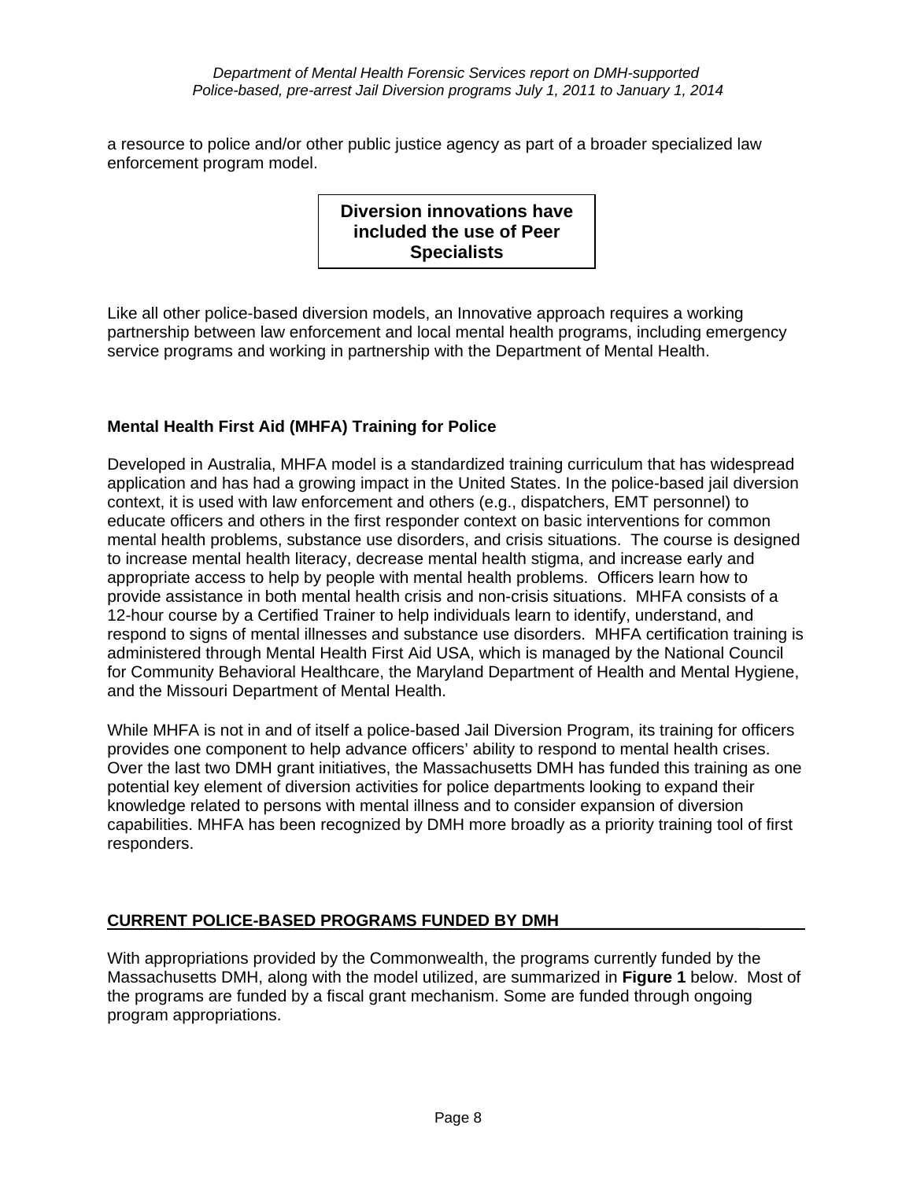a resource to police and/or other public justice agency as part of a broader specialized law enforcement program model.

**Diversion innovations have included the use of Peer Specialists**

Like all other police-based diversion models, an Innovative approach requires a working partnership between law enforcement and local mental health programs, including emergency service programs and working in partnership with the Department of Mental Health.

### Mental Health First Aid (MHFA) Training for Police

Developed in Australia, MHFA model is a standardized training curriculum that has widespread application and has had a growing impact in the United States. In the police-based jail diversion context, it is used with law enforcement and others (e.g., dispatchers, EMT personnel) to educate officers and others in the first responder context on basic interventions for common mental health problems, substance use disorders, and crisis situations. The course is designed to increase mental health literacy, decrease mental health stigma, and increase early and appropriate access to help by people with mental health problems. Officers learn how to provide assistance in both mental health crisis and non-crisis situations. MHFA consists of a 12-hour course by a Certified Trainer to help individuals learn to identify, understand, and respond to signs of mental illnesses and substance use disorders. MHFA certification training is administered through Mental Health First Aid USA, which is managed by the National Council for Community Behavioral Healthcare, the Maryland Department of Health and Mental Hygiene, and the Missouri Department of Mental Health.

While MHFA is not in and of itself a police-based Jail Diversion Program, its training for officers provides one component to help advance officers' ability to respond to mental health crises. Over the last two DMH grant initiatives, the Massachusetts DMH has funded this training as one potential key element of diversion activities for police departments looking to expand their knowledge related to persons with mental illness and to consider expansion of diversion capabilities. MHFA has been recognized by DMH more broadly as a priority training tool of first responders.

## CURRENT POLICE-BASED PROGRAMS FUNDED BY DMH

With appropriations provided by the Commonwealth, the programs currently funded by the Massachusetts DMH, along with the model utilized, are summarized in **Figure 1** below. Most of the programs are funded by a fiscal grant mechanism. Some are funded through ongoing program appropriations.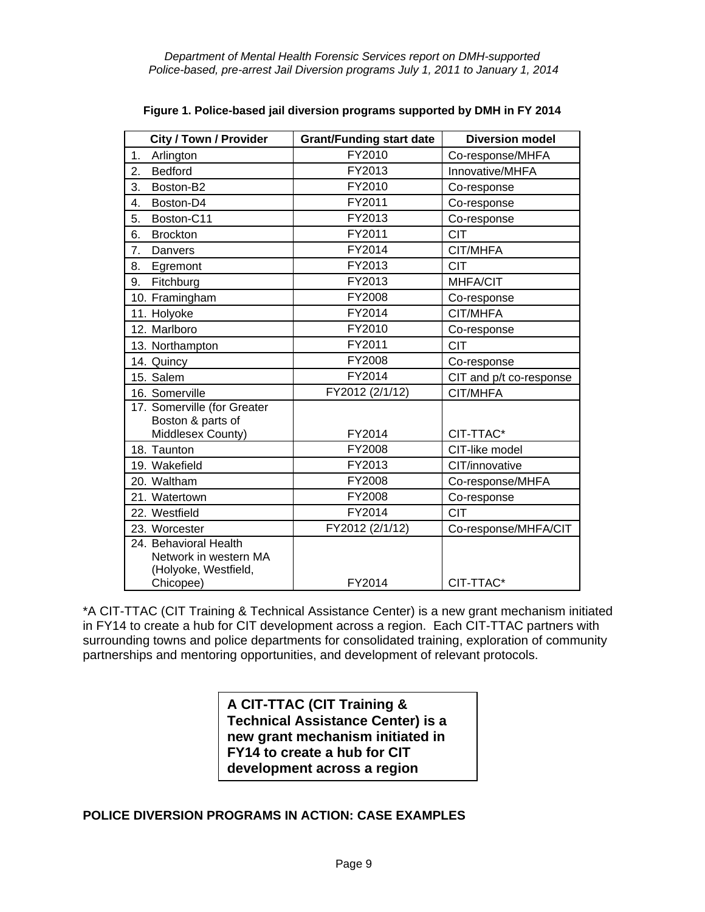**Figure 1. Police-based jail diversion programs supported by DMH in FY 2014**

| City / Town / Provider | Grant/Funding start date | Diversion model |
|---|---|---|
| 1. Arlington | FY2010 | Co-response/MHFA |
| 2. Bedford | FY2013 | Innovative/MHFA |
| 3. Boston-B2 | FY2010 | Co-response |
| 4. Boston-D4 | FY2011 | Co-response |
| 5. Boston-C11 | FY2013 | Co-response |
| 6. Brockton | FY2011 | CIT |
| 7. Danvers | FY2014 | CIT/MHFA |
| 8. Egremont | FY2013 | CIT |
| 9. Fitchburg | FY2013 | MHFA/CIT |
| 10. Framingham | FY2008 | Co-response |
| 11. Holyoke | FY2014 | CIT/MHFA |
| 12. Marlboro | FY2010 | Co-response |
| 13. Northampton | FY2011 | CIT |
| 14. Quincy | FY2008 | Co-response |
| 15. Salem | FY2014 | CIT and p/t co-response |
| 16. Somerville | FY2012 (2/1/12) | CIT/MHFA |
| 17. Somerville (for Greater Boston & parts of Middlesex County) | FY2014 | CIT-TTAC* |
| 18. Taunton | FY2008 | CIT-like model |
| 19. Wakefield | FY2013 | CIT/innovative |
| 20. Waltham | FY2008 | Co-response/MHFA |
| 21. Watertown | FY2008 | Co-response |
| 22. Westfield | FY2014 | CIT |
| 23. Worcester | FY2012 (2/1/12) | Co-response/MHFA/CIT |
| 24. Behavioral Health Network in western MA (Holyoke, Westfield, Chicopee) | FY2014 | CIT-TTAC* |

*A CIT-TTAC (CIT Training & Technical Assistance Center) is a new grant mechanism initiated in FY14 to create a hub for CIT development across a region. Each CIT-TTAC partners with surrounding towns and police departments for consolidated training, exploration of community partnerships and mentoring opportunities, and development of relevant protocols.

**A CIT-TTAC (CIT Training & Technical Assistance Center) is a new grant mechanism initiated in FY14 to create a hub for CIT development across a region**

## POLICE DIVERSION PROGRAMS IN ACTION: CASE EXAMPLES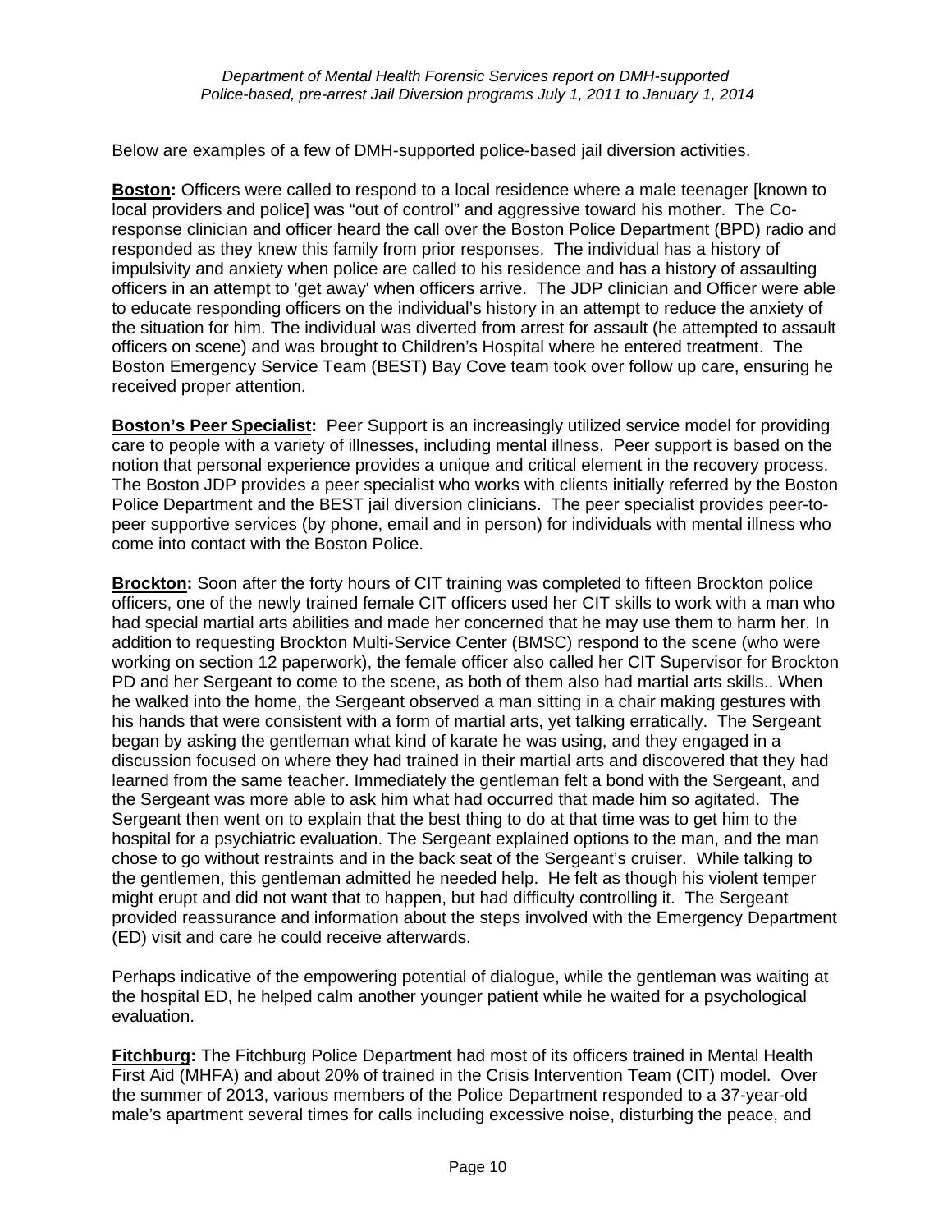Below are examples of a few of DMH-supported police-based jail diversion activities.

**Boston:** Officers were called to respond to a local residence where a male teenager [known to local providers and police] was "out of control" and aggressive toward his mother. The Co-response clinician and officer heard the call over the Boston Police Department (BPD) radio and responded as they knew this family from prior responses. The individual has a history of impulsivity and anxiety when police are called to his residence and has a history of assaulting officers in an attempt to 'get away' when officers arrive. The JDP clinician and Officer were able to educate responding officers on the individual's history in an attempt to reduce the anxiety of the situation for him. The individual was diverted from arrest for assault (he attempted to assault officers on scene) and was brought to Children's Hospital where he entered treatment. The Boston Emergency Service Team (BEST) Bay Cove team took over follow up care, ensuring he received proper attention.

**Boston's Peer Specialist:** Peer Support is an increasingly utilized service model for providing care to people with a variety of illnesses, including mental illness. Peer support is based on the notion that personal experience provides a unique and critical element in the recovery process. The Boston JDP provides a peer specialist who works with clients initially referred by the Boston Police Department and the BEST jail diversion clinicians. The peer specialist provides peer-to-peer supportive services (by phone, email and in person) for individuals with mental illness who come into contact with the Boston Police.

**Brockton:** Soon after the forty hours of CIT training was completed to fifteen Brockton police officers, one of the newly trained female CIT officers used her CIT skills to work with a man who had special martial arts abilities and made her concerned that he may use them to harm her. In addition to requesting Brockton Multi-Service Center (BMSC) respond to the scene (who were working on section 12 paperwork), the female officer also called her CIT Supervisor for Brockton PD and her Sergeant to come to the scene, as both of them also had martial arts skills.. When he walked into the home, the Sergeant observed a man sitting in a chair making gestures with his hands that were consistent with a form of martial arts, yet talking erratically. The Sergeant began by asking the gentleman what kind of karate he was using, and they engaged in a discussion focused on where they had trained in their martial arts and discovered that they had learned from the same teacher. Immediately the gentleman felt a bond with the Sergeant, and the Sergeant was more able to ask him what had occurred that made him so agitated. The Sergeant then went on to explain that the best thing to do at that time was to get him to the hospital for a psychiatric evaluation. The Sergeant explained options to the man, and the man chose to go without restraints and in the back seat of the Sergeant's cruiser. While talking to the gentlemen, this gentleman admitted he needed help. He felt as though his violent temper might erupt and did not want that to happen, but had difficulty controlling it. The Sergeant provided reassurance and information about the steps involved with the Emergency Department (ED) visit and care he could receive afterwards.

Perhaps indicative of the empowering potential of dialogue, while the gentleman was waiting at the hospital ED, he helped calm another younger patient while he waited for a psychological evaluation.

**Fitchburg:** The Fitchburg Police Department had most of its officers trained in Mental Health First Aid (MHFA) and about 20% of trained in the Crisis Intervention Team (CIT) model. Over the summer of 2013, various members of the Police Department responded to a 37-year-old male's apartment several times for calls including excessive noise, disturbing the peace, and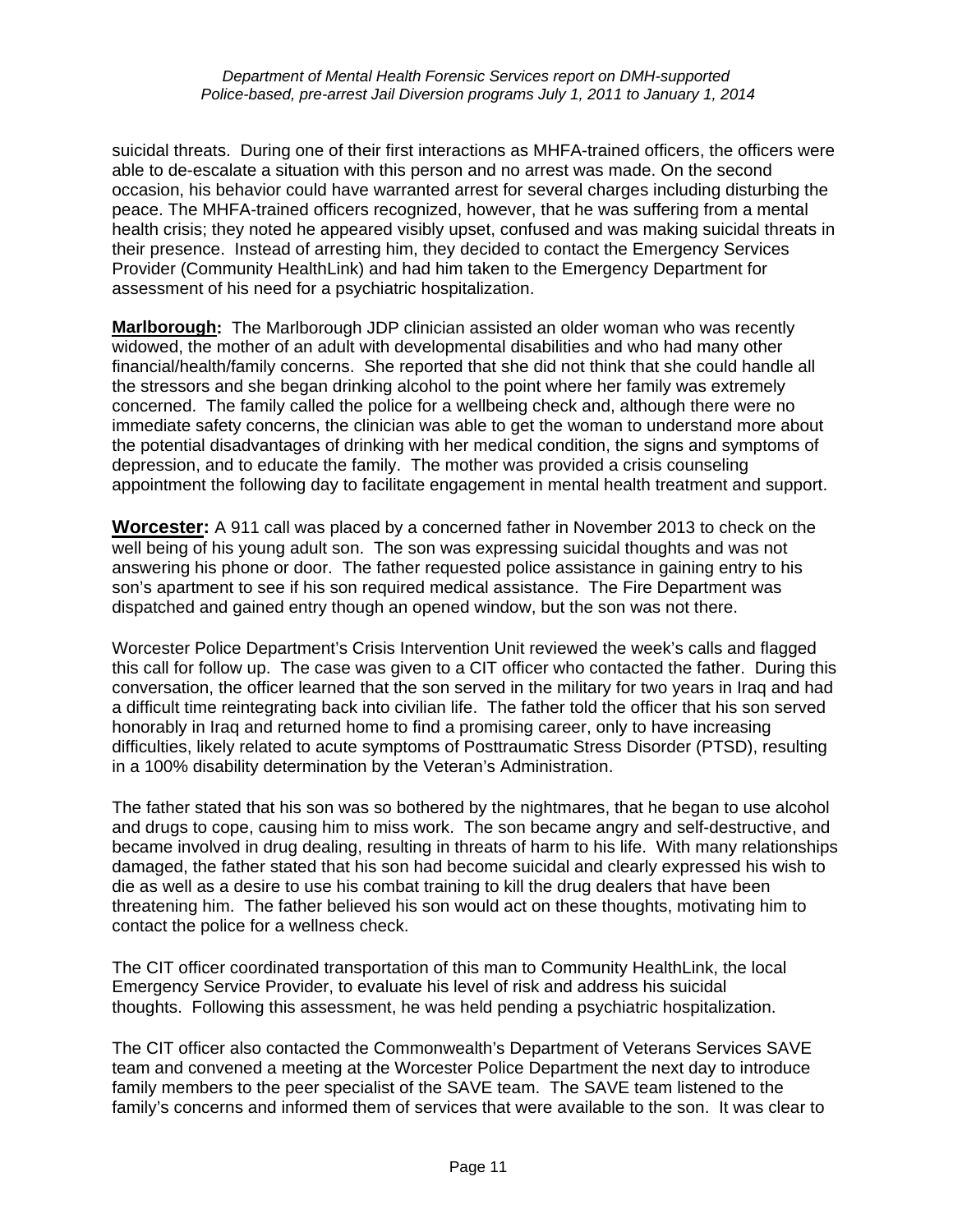suicidal threats. During one of their first interactions as MHFA-trained officers, the officers were able to de-escalate a situation with this person and no arrest was made. On the second occasion, his behavior could have warranted arrest for several charges including disturbing the peace. The MHFA-trained officers recognized, however, that he was suffering from a mental health crisis; they noted he appeared visibly upset, confused and was making suicidal threats in their presence. Instead of arresting him, they decided to contact the Emergency Services Provider (Community HealthLink) and had him taken to the Emergency Department for assessment of his need for a psychiatric hospitalization.

**<u>Marlborough</u>:** The Marlborough JDP clinician assisted an older woman who was recently widowed, the mother of an adult with developmental disabilities and who had many other financial/health/family concerns. She reported that she did not think that she could handle all the stressors and she began drinking alcohol to the point where her family was extremely concerned. The family called the police for a wellbeing check and, although there were no immediate safety concerns, the clinician was able to get the woman to understand more about the potential disadvantages of drinking with her medical condition, the signs and symptoms of depression, and to educate the family. The mother was provided a crisis counseling appointment the following day to facilitate engagement in mental health treatment and support.

**<u>Worcester</u>:** A 911 call was placed by a concerned father in November 2013 to check on the well being of his young adult son. The son was expressing suicidal thoughts and was not answering his phone or door. The father requested police assistance in gaining entry to his son's apartment to see if his son required medical assistance. The Fire Department was dispatched and gained entry though an opened window, but the son was not there.

Worcester Police Department's Crisis Intervention Unit reviewed the week's calls and flagged this call for follow up. The case was given to a CIT officer who contacted the father. During this conversation, the officer learned that the son served in the military for two years in Iraq and had a difficult time reintegrating back into civilian life. The father told the officer that his son served honorably in Iraq and returned home to find a promising career, only to have increasing difficulties, likely related to acute symptoms of Posttraumatic Stress Disorder (PTSD), resulting in a 100% disability determination by the Veteran's Administration.

The father stated that his son was so bothered by the nightmares, that he began to use alcohol and drugs to cope, causing him to miss work. The son became angry and self-destructive, and became involved in drug dealing, resulting in threats of harm to his life. With many relationships damaged, the father stated that his son had become suicidal and clearly expressed his wish to die as well as a desire to use his combat training to kill the drug dealers that have been threatening him. The father believed his son would act on these thoughts, motivating him to contact the police for a wellness check.

The CIT officer coordinated transportation of this man to Community HealthLink, the local Emergency Service Provider, to evaluate his level of risk and address his suicidal thoughts. Following this assessment, he was held pending a psychiatric hospitalization.

The CIT officer also contacted the Commonwealth's Department of Veterans Services SAVE team and convened a meeting at the Worcester Police Department the next day to introduce family members to the peer specialist of the SAVE team. The SAVE team listened to the family's concerns and informed them of services that were available to the son. It was clear to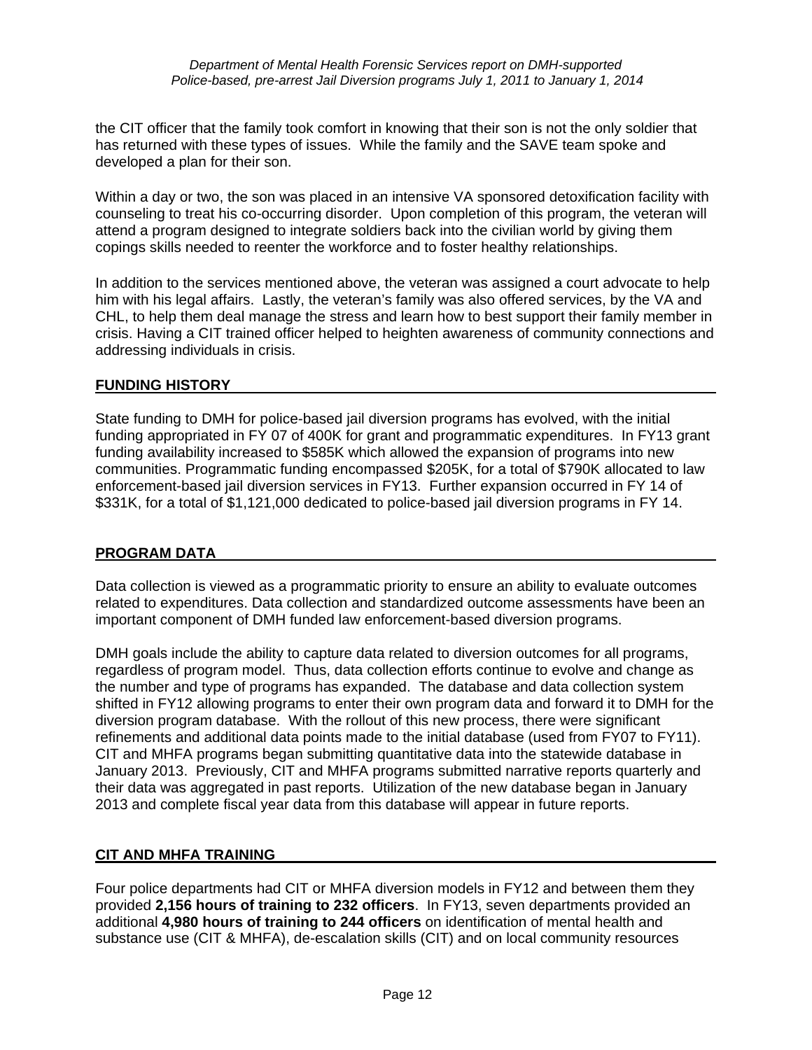the CIT officer that the family took comfort in knowing that their son is not the only soldier that has returned with these types of issues. While the family and the SAVE team spoke and developed a plan for their son.

Within a day or two, the son was placed in an intensive VA sponsored detoxification facility with counseling to treat his co-occurring disorder. Upon completion of this program, the veteran will attend a program designed to integrate soldiers back into the civilian world by giving them copings skills needed to reenter the workforce and to foster healthy relationships.

In addition to the services mentioned above, the veteran was assigned a court advocate to help him with his legal affairs. Lastly, the veteran's family was also offered services, by the VA and CHL, to help them deal manage the stress and learn how to best support their family member in crisis. Having a CIT trained officer helped to heighten awareness of community connections and addressing individuals in crisis.

## FUNDING HISTORY

State funding to DMH for police-based jail diversion programs has evolved, with the initial funding appropriated in FY 07 of 400K for grant and programmatic expenditures. In FY13 grant funding availability increased to $585K which allowed the expansion of programs into new communities. Programmatic funding encompassed $205K, for a total of $790K allocated to law enforcement-based jail diversion services in FY13. Further expansion occurred in FY 14 of $331K, for a total of $1,121,000 dedicated to police-based jail diversion programs in FY 14.

## PROGRAM DATA

Data collection is viewed as a programmatic priority to ensure an ability to evaluate outcomes related to expenditures. Data collection and standardized outcome assessments have been an important component of DMH funded law enforcement-based diversion programs.

DMH goals include the ability to capture data related to diversion outcomes for all programs, regardless of program model. Thus, data collection efforts continue to evolve and change as the number and type of programs has expanded. The database and data collection system shifted in FY12 allowing programs to enter their own program data and forward it to DMH for the diversion program database. With the rollout of this new process, there were significant refinements and additional data points made to the initial database (used from FY07 to FY11). CIT and MHFA programs began submitting quantitative data into the statewide database in January 2013. Previously, CIT and MHFA programs submitted narrative reports quarterly and their data was aggregated in past reports. Utilization of the new database began in January 2013 and complete fiscal year data from this database will appear in future reports.

## CIT AND MHFA TRAINING

Four police departments had CIT or MHFA diversion models in FY12 and between them they provided **2,156 hours of training to 232 officers**. In FY13, seven departments provided an additional **4,980 hours of training to 244 officers** on identification of mental health and substance use (CIT & MHFA), de-escalation skills (CIT) and on local community resources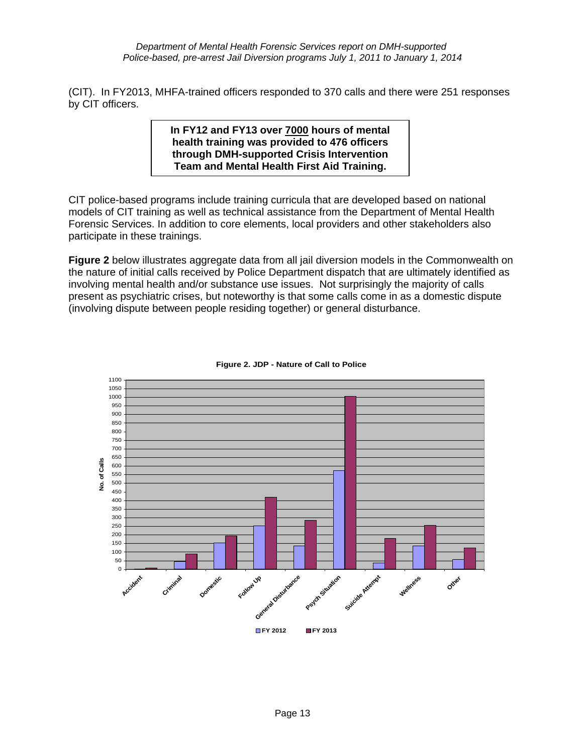(CIT). In FY2013, MHFA-trained officers responded to 370 calls and there were 251 responses by CIT officers.

> **In FY12 and FY13 over 7000 hours of mental health training was provided to 476 officers through DMH-supported Crisis Intervention Team and Mental Health First Aid Training.**

CIT police-based programs include training curricula that are developed based on national models of CIT training as well as technical assistance from the Department of Mental Health Forensic Services. In addition to core elements, local providers and other stakeholders also participate in these trainings.

**Figure 2** below illustrates aggregate data from all jail diversion models in the Commonwealth on the nature of initial calls received by Police Department dispatch that are ultimately identified as involving mental health and/or substance use issues. Not surprisingly the majority of calls present as psychiatric crises, but noteworthy is that some calls come in as a domestic dispute (involving dispute between people residing together) or general disturbance.

**Figure 2. JDP - Nature of Call to Police**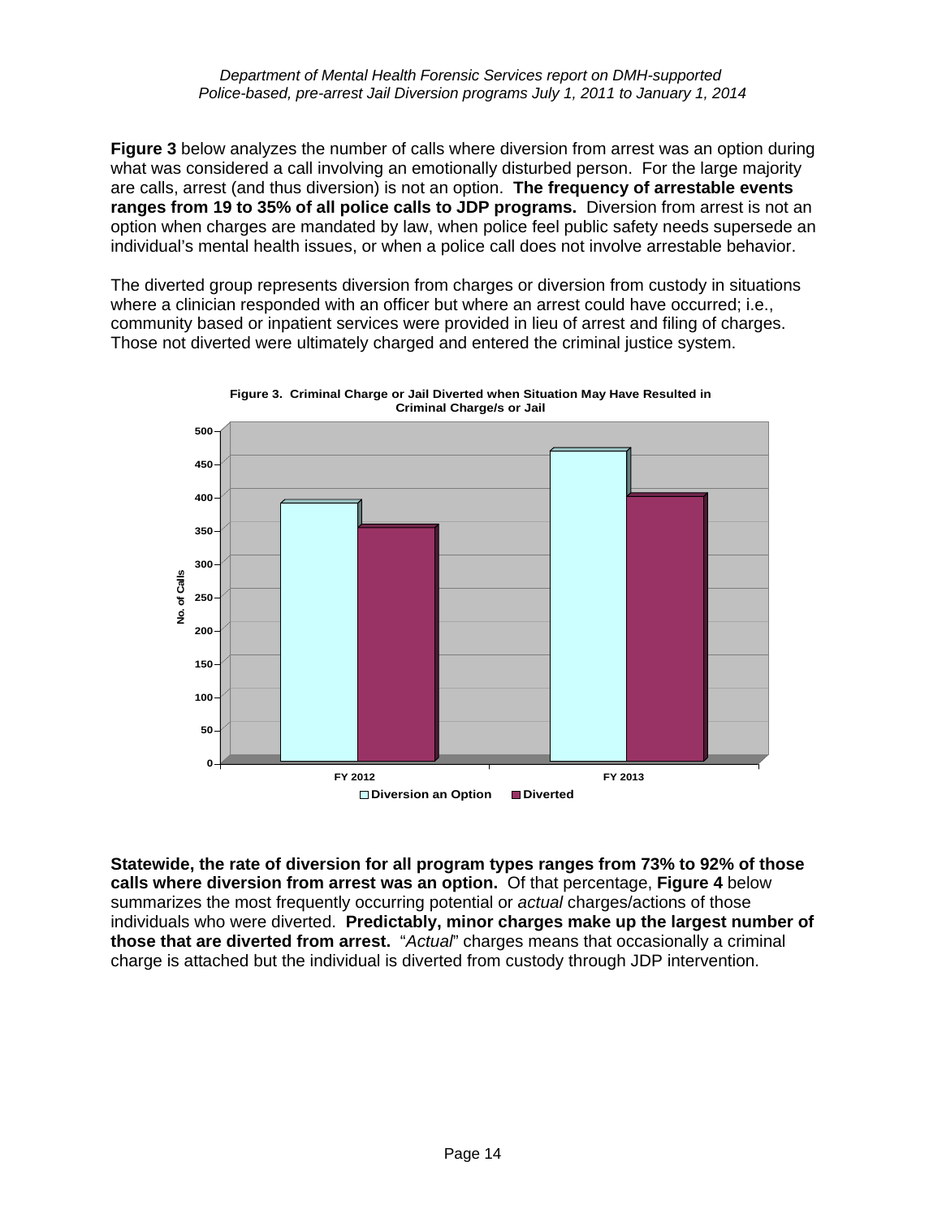**Figure 3** below analyzes the number of calls where diversion from arrest was an option during what was considered a call involving an emotionally disturbed person. For the large majority are calls, arrest (and thus diversion) is not an option. **The frequency of arrestable events ranges from 19 to 35% of all police calls to JDP programs.** Diversion from arrest is not an option when charges are mandated by law, when police feel public safety needs supersede an individual's mental health issues, or when a police call does not involve arrestable behavior.

The diverted group represents diversion from charges or diversion from custody in situations where a clinician responded with an officer but where an arrest could have occurred; i.e., community based or inpatient services were provided in lieu of arrest and filing of charges. Those not diverted were ultimately charged and entered the criminal justice system.

**Figure 3. Criminal Charge or Jail Diverted when Situation May Have Resulted in Criminal Charge/s or Jail**

**Statewide, the rate of diversion for all program types ranges from 73% to 92% of those calls where diversion from arrest was an option.** Of that percentage, **Figure 4** below summarizes the most frequently occurring potential or *actual* charges/actions of those individuals who were diverted. **Predictably, minor charges make up the largest number of those that are diverted from arrest.** "*Actual*" charges means that occasionally a criminal charge is attached but the individual is diverted from custody through JDP intervention.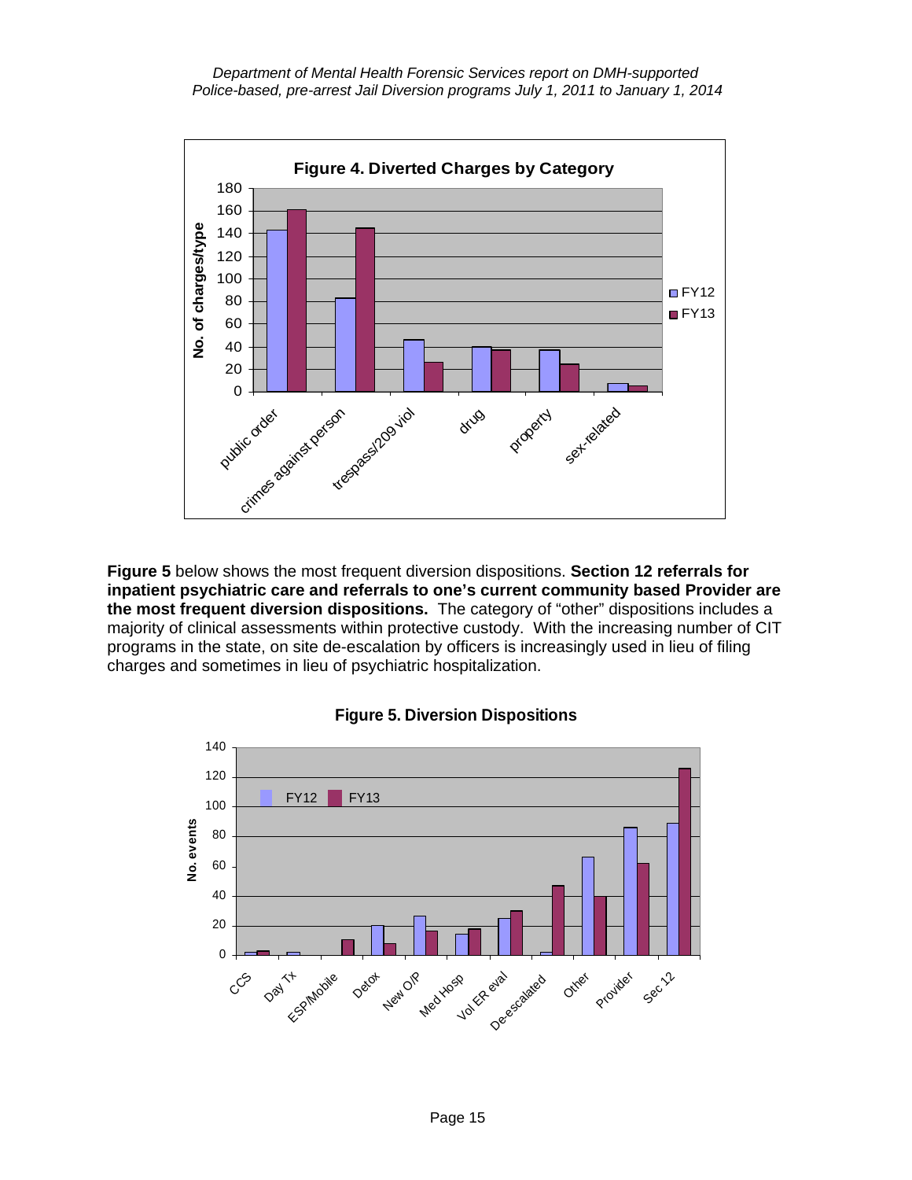**Figure 4. Diverted Charges by Category**

**Figure 5** below shows the most frequent diversion dispositions. **Section 12 referrals for inpatient psychiatric care and referrals to one's current community based Provider are the most frequent diversion dispositions.** The category of "other" dispositions includes a majority of clinical assessments within protective custody. With the increasing number of CIT programs in the state, on site de-escalation by officers is increasingly used in lieu of filing charges and sometimes in lieu of psychiatric hospitalization.

**Figure 5. Diversion Dispositions**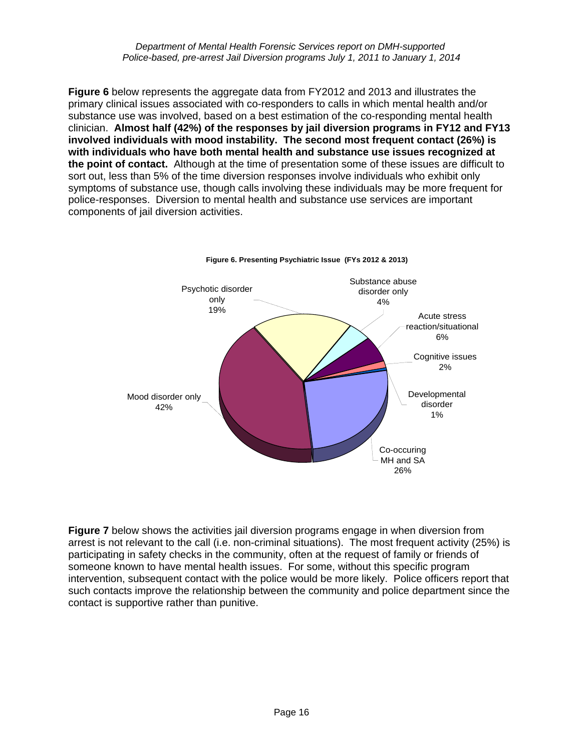**Figure 6** below represents the aggregate data from FY2012 and 2013 and illustrates the primary clinical issues associated with co-responders to calls in which mental health and/or substance use was involved, based on a best estimation of the co-responding mental health clinician. **Almost half (42%) of the responses by jail diversion programs in FY12 and FY13 involved individuals with mood instability. The second most frequent contact (26%) is with individuals who have both mental health and substance use issues recognized at the point of contact.** Although at the time of presentation some of these issues are difficult to sort out, less than 5% of the time diversion responses involve individuals who exhibit only symptoms of substance use, though calls involving these individuals may be more frequent for police-responses. Diversion to mental health and substance use services are important components of jail diversion activities.

**Figure 6. Presenting Psychiatric Issue (FYs 2012 & 2013)**

| Presenting Psychiatric Issue | Percent |
|---|---|
| Mood disorder only | 42% |
| Psychotic disorder only | 19% |
| Substance abuse disorder only | 4% |
| Acute stress reaction/situational | 6% |
| Cognitive issues | 2% |
| Developmental disorder | 1% |
| Co-occuring MH and SA | 26% |

**Figure 7** below shows the activities jail diversion programs engage in when diversion from arrest is not relevant to the call (i.e. non-criminal situations). The most frequent activity (25%) is participating in safety checks in the community, often at the request of family or friends of someone known to have mental health issues. For some, without this specific program intervention, subsequent contact with the police would be more likely. Police officers report that such contacts improve the relationship between the community and police department since the contact is supportive rather than punitive.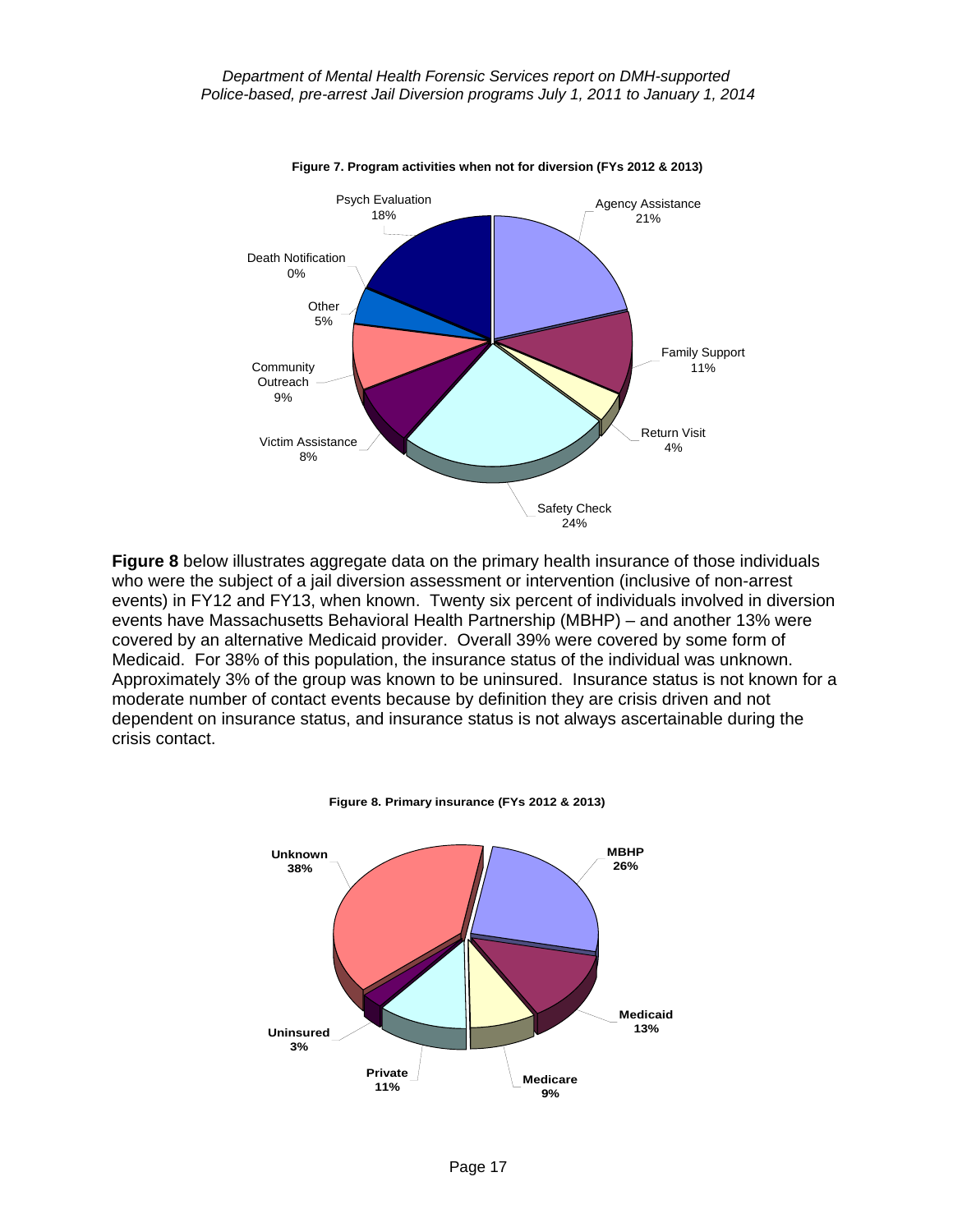**Figure 7. Program activities when not for diversion (FYs 2012 & 2013)**

| Activity | Percent |
| --- | --- |
| Agency Assistance | 21% |
| Family Support | 11% |
| Return Visit | 4% |
| Safety Check | 24% |
| Victim Assistance | 8% |
| Community Outreach | 9% |
| Other | 5% |
| Death Notification | 0% |
| Psych Evaluation | 18% |

**Figure 8** below illustrates aggregate data on the primary health insurance of those individuals who were the subject of a jail diversion assessment or intervention (inclusive of non-arrest events) in FY12 and FY13, when known. Twenty six percent of individuals involved in diversion events have Massachusetts Behavioral Health Partnership (MBHP) – and another 13% were covered by an alternative Medicaid provider. Overall 39% were covered by some form of Medicaid. For 38% of this population, the insurance status of the individual was unknown. Approximately 3% of the group was known to be uninsured. Insurance status is not known for a moderate number of contact events because by definition they are crisis driven and not dependent on insurance status, and insurance status is not always ascertainable during the crisis contact.

**Figure 8. Primary insurance (FYs 2012 & 2013)**

| Insurance | Percent |
| --- | --- |
| Unknown | 38% |
| MBHP | 26% |
| Medicaid | 13% |
| Medicare | 9% |
| Private | 11% |
| Uninsured | 3% |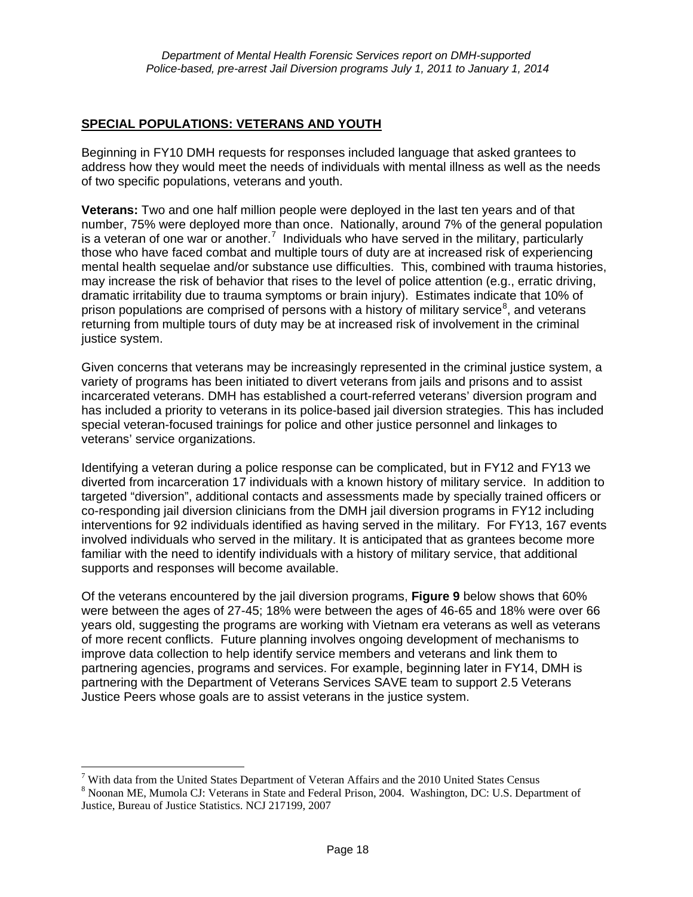## SPECIAL POPULATIONS: VETERANS AND YOUTH

Beginning in FY10 DMH requests for responses included language that asked grantees to address how they would meet the needs of individuals with mental illness as well as the needs of two specific populations, veterans and youth.

**Veterans:** Two and one half million people were deployed in the last ten years and of that number, 75% were deployed more than once. Nationally, around 7% of the general population is a veteran of one war or another.[7] Individuals who have served in the military, particularly those who have faced combat and multiple tours of duty are at increased risk of experiencing mental health sequelae and/or substance use difficulties. This, combined with trauma histories, may increase the risk of behavior that rises to the level of police attention (e.g., erratic driving, dramatic irritability due to trauma symptoms or brain injury). Estimates indicate that 10% of prison populations are comprised of persons with a history of military service[8], and veterans returning from multiple tours of duty may be at increased risk of involvement in the criminal justice system.

Given concerns that veterans may be increasingly represented in the criminal justice system, a variety of programs has been initiated to divert veterans from jails and prisons and to assist incarcerated veterans. DMH has established a court-referred veterans' diversion program and has included a priority to veterans in its police-based jail diversion strategies. This has included special veteran-focused trainings for police and other justice personnel and linkages to veterans' service organizations.

Identifying a veteran during a police response can be complicated, but in FY12 and FY13 we diverted from incarceration 17 individuals with a known history of military service. In addition to targeted "diversion", additional contacts and assessments made by specially trained officers or co-responding jail diversion clinicians from the DMH jail diversion programs in FY12 including interventions for 92 individuals identified as having served in the military. For FY13, 167 events involved individuals who served in the military. It is anticipated that as grantees become more familiar with the need to identify individuals with a history of military service, that additional supports and responses will become available.

Of the veterans encountered by the jail diversion programs, **Figure 9** below shows that 60% were between the ages of 27-45; 18% were between the ages of 46-65 and 18% were over 66 years old, suggesting the programs are working with Vietnam era veterans as well as veterans of more recent conflicts. Future planning involves ongoing development of mechanisms to improve data collection to help identify service members and veterans and link them to partnering agencies, programs and services. For example, beginning later in FY14, DMH is partnering with the Department of Veterans Services SAVE team to support 2.5 Veterans Justice Peers whose goals are to assist veterans in the justice system.

---

[7] With data from the United States Department of Veteran Affairs and the 2010 United States Census

[8] Noonan ME, Mumola CJ: Veterans in State and Federal Prison, 2004. Washington, DC: U.S. Department of Justice, Bureau of Justice Statistics. NCJ 217199, 2007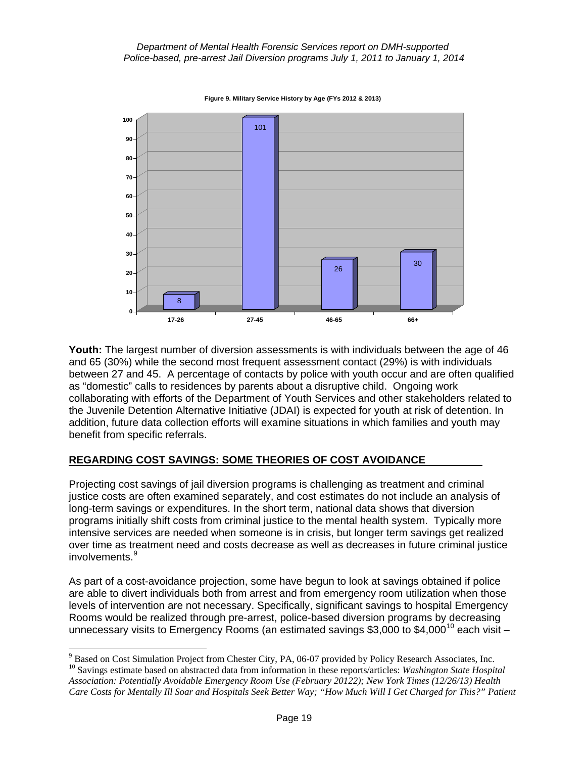Figure 9. Military Service History by Age (FYs 2012 & 2013)

| Age | Count |
|---|---|
| 17-26 | 8 |
| 27-45 | 101 |
| 46-65 | 26 |
| 66+ | 30 |

**Youth:** The largest number of diversion assessments is with individuals between the age of 46 and 65 (30%) while the second most frequent assessment contact (29%) is with individuals between 27 and 45. A percentage of contacts by police with youth occur and are often qualified as "domestic" calls to residences by parents about a disruptive child. Ongoing work collaborating with efforts of the Department of Youth Services and other stakeholders related to the Juvenile Detention Alternative Initiative (JDAI) is expected for youth at risk of detention. In addition, future data collection efforts will examine situations in which families and youth may benefit from specific referrals.

## REGARDING COST SAVINGS: SOME THEORIES OF COST AVOIDANCE

Projecting cost savings of jail diversion programs is challenging as treatment and criminal justice costs are often examined separately, and cost estimates do not include an analysis of long-term savings or expenditures. In the short term, national data shows that diversion programs initially shift costs from criminal justice to the mental health system. Typically more intensive services are needed when someone is in crisis, but longer term savings get realized over time as treatment need and costs decrease as well as decreases in future criminal justice involvements.[9]

As part of a cost-avoidance projection, some have begun to look at savings obtained if police are able to divert individuals both from arrest and from emergency room utilization when those levels of intervention are not necessary. Specifically, significant savings to hospital Emergency Rooms would be realized through pre-arrest, police-based diversion programs by decreasing unnecessary visits to Emergency Rooms (an estimated savings \$3,000 to \$4,000[10] each visit –

---

[9] Based on Cost Simulation Project from Chester City, PA, 06-07 provided by Policy Research Associates, Inc.

[10] Savings estimate based on abstracted data from information in these reports/articles: *Washington State Hospital Association: Potentially Avoidable Emergency Room Use (February 20122); New York Times (12/26/13) Health Care Costs for Mentally Ill Soar and Hospitals Seek Better Way; "How Much Will I Get Charged for This?" Patient*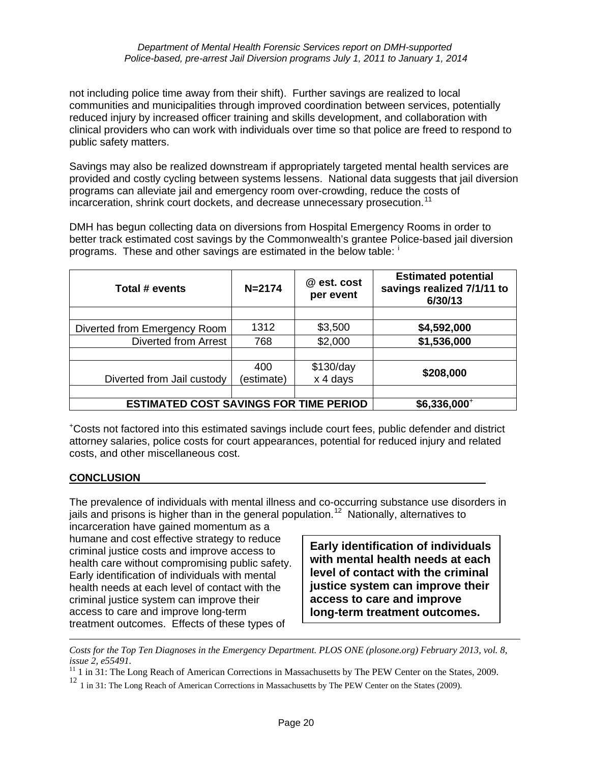not including police time away from their shift). Further savings are realized to local communities and municipalities through improved coordination between services, potentially reduced injury by increased officer training and skills development, and collaboration with clinical providers who can work with individuals over time so that police are freed to respond to public safety matters.

Savings may also be realized downstream if appropriately targeted mental health services are provided and costly cycling between systems lessens. National data suggests that jail diversion programs can alleviate jail and emergency room over-crowding, reduce the costs of incarceration, shrink court dockets, and decrease unnecessary prosecution.[11]

DMH has begun collecting data on diversions from Hospital Emergency Rooms in order to better track estimated cost savings by the Commonwealth's grantee Police-based jail diversion programs. These and other savings are estimated in the below table: [i]

| Total # events | N=2174 | @ est. cost per event | Estimated potential savings realized 7/1/11 to 6/30/13 |
|---|---|---|---|
| | | | |
| Diverted from Emergency Room | 1312 | $3,500 | **$4,592,000** |
| Diverted from Arrest | 768 | $2,000 | **$1,536,000** |
| | | | |
| Diverted from Jail custody | 400 (estimate) | $130/day x 4 days | **$208,000** |
| | | | |
| **ESTIMATED COST SAVINGS FOR TIME PERIOD** | | | **$6,336,000**[+] |

[+]Costs not factored into this estimated savings include court fees, public defender and district attorney salaries, police costs for court appearances, potential for reduced injury and related costs, and other miscellaneous cost.

## CONCLUSION

The prevalence of individuals with mental illness and co-occurring substance use disorders in jails and prisons is higher than in the general population.[12] Nationally, alternatives to incarceration have gained momentum as a humane and cost effective strategy to reduce criminal justice costs and improve access to health care without compromising public safety. Early identification of individuals with mental health needs at each level of contact with the criminal justice system can improve their access to care and improve long-term treatment outcomes. Effects of these types of

> **Early identification of individuals with mental health needs at each level of contact with the criminal justice system can improve their access to care and improve long-term treatment outcomes.**

---

*Costs for the Top Ten Diagnoses in the Emergency Department. PLOS ONE (plosone.org) February 2013, vol. 8, issue 2, e55491.*

[11] 1 in 31: The Long Reach of American Corrections in Massachusetts by The PEW Center on the States, 2009.

[12] 1 in 31: The Long Reach of American Corrections in Massachusetts by The PEW Center on the States (2009).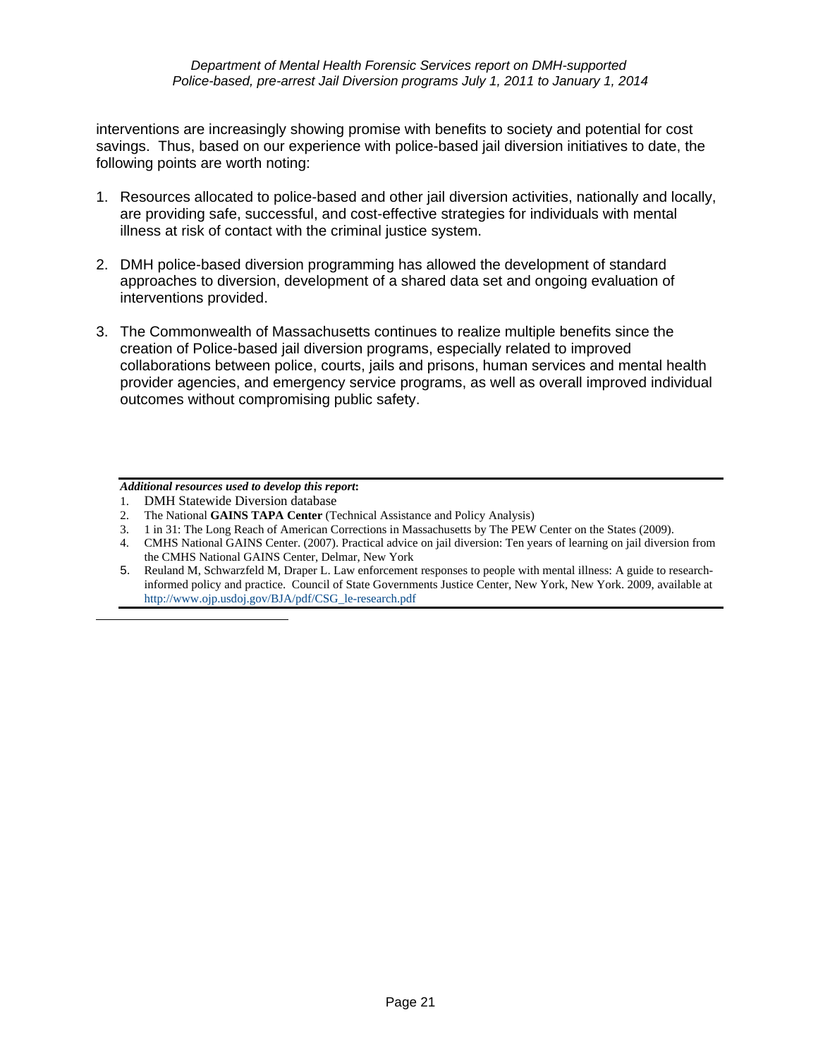interventions are increasingly showing promise with benefits to society and potential for cost savings. Thus, based on our experience with police-based jail diversion initiatives to date, the following points are worth noting:

1. Resources allocated to police-based and other jail diversion activities, nationally and locally, are providing safe, successful, and cost-effective strategies for individuals with mental illness at risk of contact with the criminal justice system.

2. DMH police-based diversion programming has allowed the development of standard approaches to diversion, development of a shared data set and ongoing evaluation of interventions provided.

3. The Commonwealth of Massachusetts continues to realize multiple benefits since the creation of Police-based jail diversion programs, especially related to improved collaborations between police, courts, jails and prisons, human services and mental health provider agencies, and emergency service programs, as well as overall improved individual outcomes without compromising public safety.

***Additional resources used to develop this report*:**

1. DMH Statewide Diversion database
2. The National **GAINS TAPA Center** (Technical Assistance and Policy Analysis)
3. 1 in 31: The Long Reach of American Corrections in Massachusetts by The PEW Center on the States (2009).
4. CMHS National GAINS Center. (2007). Practical advice on jail diversion: Ten years of learning on jail diversion from the CMHS National GAINS Center, Delmar, New York
5. Reuland M, Schwarzfeld M, Draper L. Law enforcement responses to people with mental illness: A guide to research-informed policy and practice. Council of State Governments Justice Center, New York, New York. 2009, available at http://www.ojp.usdoj.gov/BJA/pdf/CSG_le-research.pdf